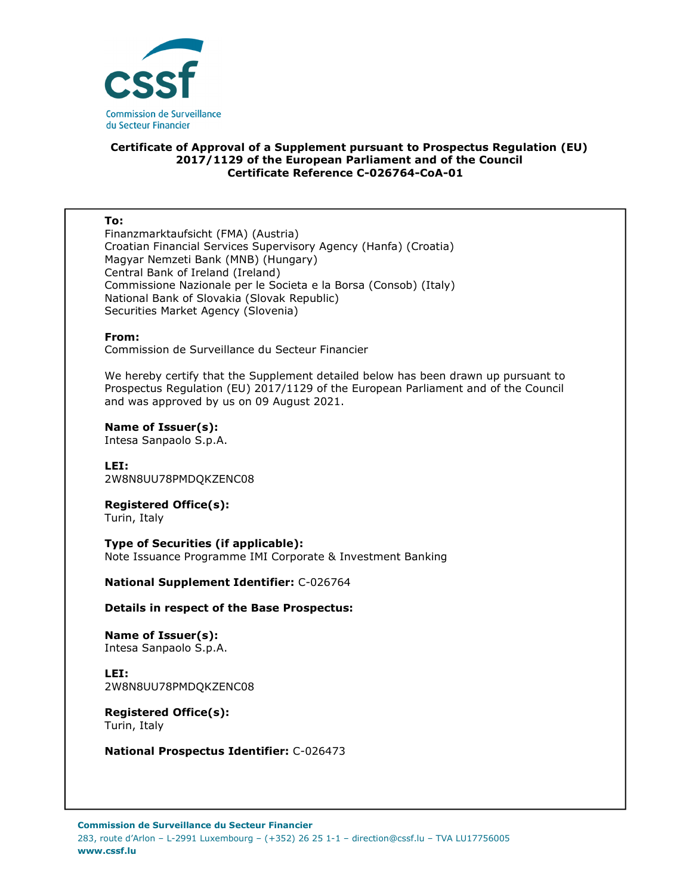**Certificate of Approval of a Supplement pursuant to Prospectus Regulation (EU) 2017/1129 of the European Parliament and of the Council**
**Certificate Reference C-026764-CoA-01**

**To:**
Finanzmarktaufsicht (FMA) (Austria)
Croatian Financial Services Supervisory Agency (Hanfa) (Croatia)
Magyar Nemzeti Bank (MNB) (Hungary)
Central Bank of Ireland (Ireland)
Commissione Nazionale per le Societa e la Borsa (Consob) (Italy)
National Bank of Slovakia (Slovak Republic)
Securities Market Agency (Slovenia)

**From:**
Commission de Surveillance du Secteur Financier

We hereby certify that the Supplement detailed below has been drawn up pursuant to Prospectus Regulation (EU) 2017/1129 of the European Parliament and of the Council and was approved by us on 09 August 2021.

**Name of Issuer(s):**
Intesa Sanpaolo S.p.A.

**LEI:**
2W8N8UU78PMDQKZENC08

**Registered Office(s):**
Turin, Italy

**Type of Securities (if applicable):**
Note Issuance Programme IMI Corporate & Investment Banking

**National Supplement Identifier:** C-026764

**Details in respect of the Base Prospectus:**

**Name of Issuer(s):**
Intesa Sanpaolo S.p.A.

**LEI:**
2W8N8UU78PMDQKZENC08

**Registered Office(s):**
Turin, Italy

**National Prospectus Identifier:** C-026473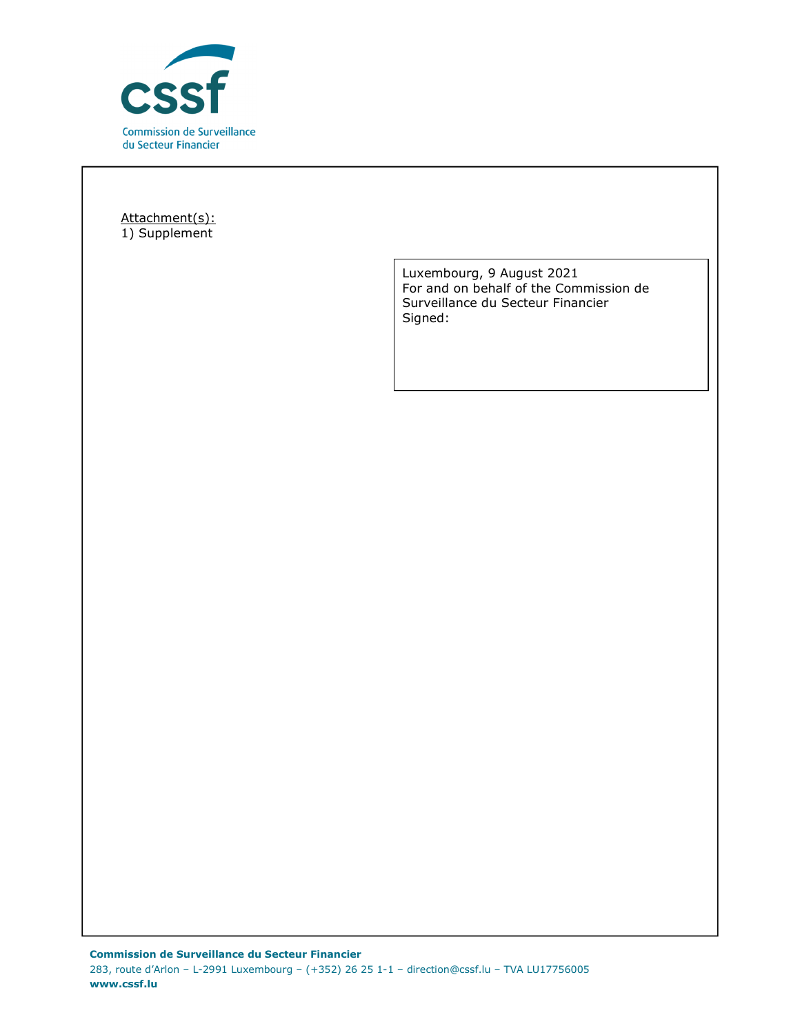Attachment(s):
1) Supplement

Luxembourg, 9 August 2021
For and on behalf of the Commission de Surveillance du Secteur Financier
Signed: